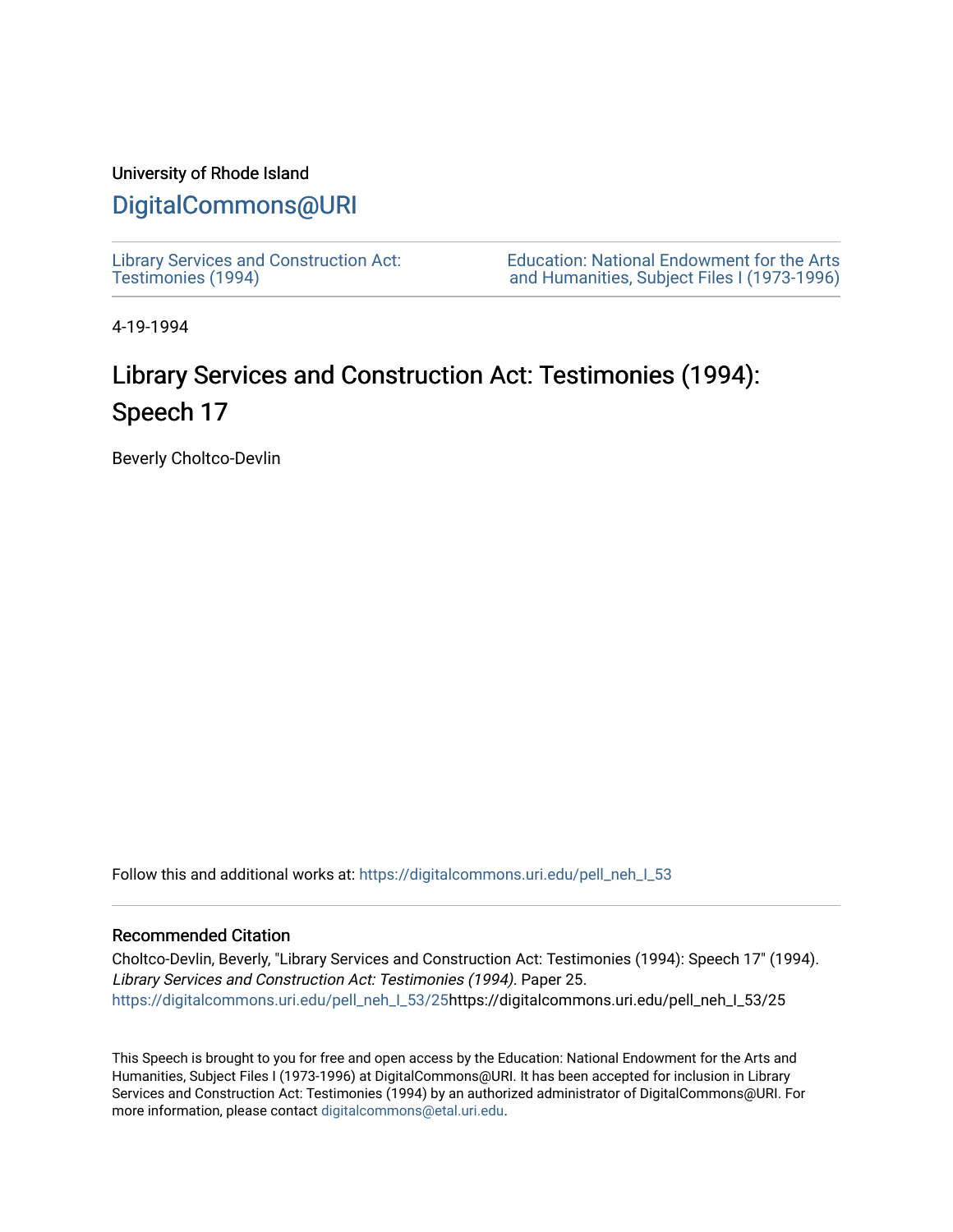University of Rhode Island

# DigitalCommons@URI

Library Services and Construction Act: Testimonies (1994)

Education: National Endowment for the Arts and Humanities, Subject Files I (1973-1996)

4-19-1994

## Library Services and Construction Act: Testimonies (1994): Speech 17

Beverly Choltco-Devlin

Follow this and additional works at: https://digitalcommons.uri.edu/pell_neh_I_53

### Recommended Citation

Choltco-Devlin, Beverly, "Library Services and Construction Act: Testimonies (1994): Speech 17" (1994). *Library Services and Construction Act: Testimonies (1994)*. Paper 25.
https://digitalcommons.uri.edu/pell_neh_I_53/25https://digitalcommons.uri.edu/pell_neh_I_53/25

This Speech is brought to you for free and open access by the Education: National Endowment for the Arts and Humanities, Subject Files I (1973-1996) at DigitalCommons@URI. It has been accepted for inclusion in Library Services and Construction Act: Testimonies (1994) by an authorized administrator of DigitalCommons@URI. For more information, please contact digitalcommons@etal.uri.edu.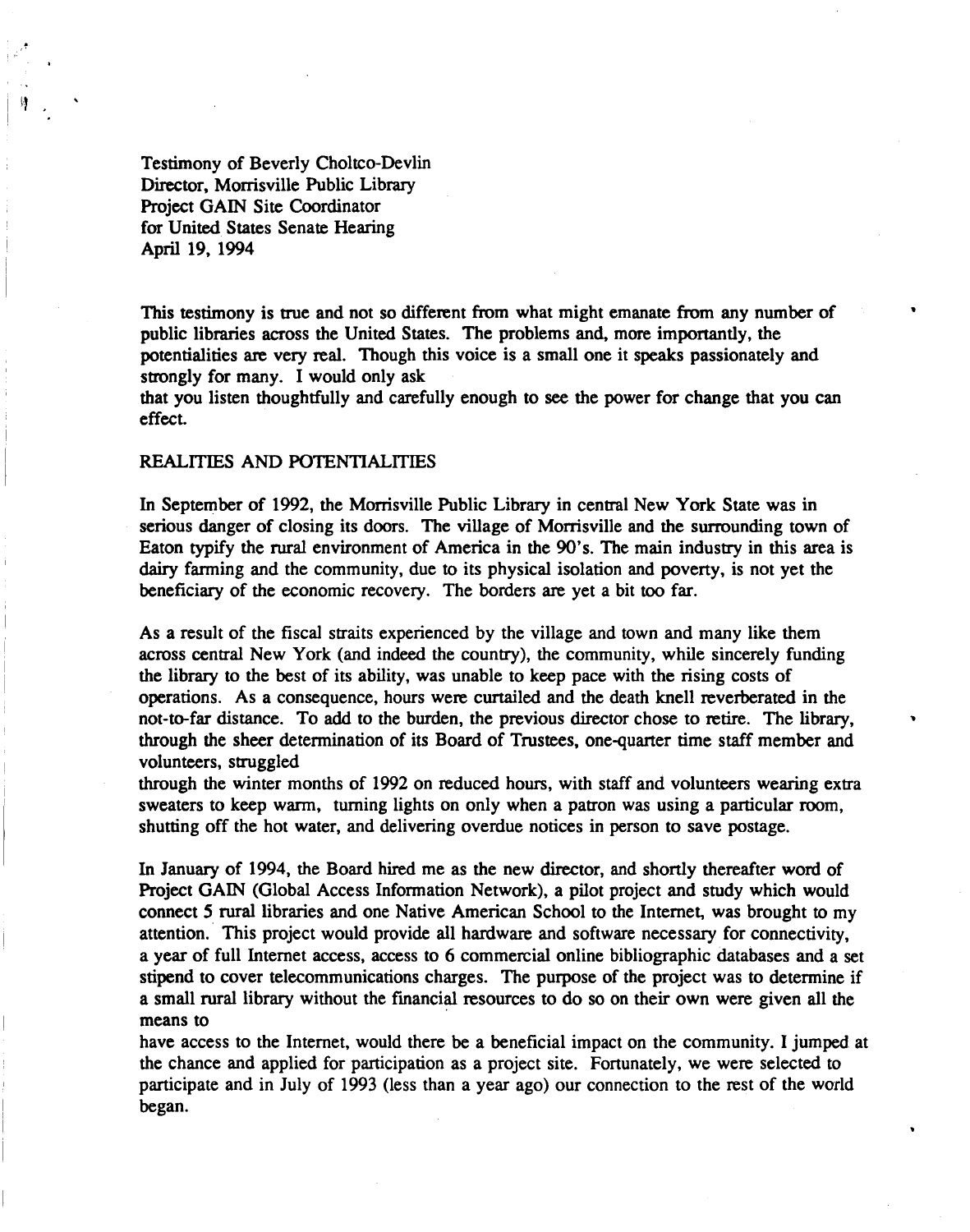Testimony of Beverly Choltco-Devlin
Director, Morrisville Public Library
Project GAIN Site Coordinator
for United States Senate Hearing
April 19, 1994

This testimony is true and not so different from what might emanate from any number of public libraries across the United States. The problems and, more importantly, the potentialities are very real. Though this voice is a small one it speaks passionately and strongly for many. I would only ask that you listen thoughtfully and carefully enough to see the power for change that you can effect.

## REALITIES AND POTENTIALITIES

In September of 1992, the Morrisville Public Library in central New York State was in serious danger of closing its doors. The village of Morrisville and the surrounding town of Eaton typify the rural environment of America in the 90's. The main industry in this area is dairy farming and the community, due to its physical isolation and poverty, is not yet the beneficiary of the economic recovery. The borders are yet a bit too far.

As a result of the fiscal straits experienced by the village and town and many like them across central New York (and indeed the country), the community, while sincerely funding the library to the best of its ability, was unable to keep pace with the rising costs of operations. As a consequence, hours were curtailed and the death knell reverberated in the not-to-far distance. To add to the burden, the previous director chose to retire. The library, through the sheer determination of its Board of Trustees, one-quarter time staff member and volunteers, struggled through the winter months of 1992 on reduced hours, with staff and volunteers wearing extra sweaters to keep warm, turning lights on only when a patron was using a particular room, shutting off the hot water, and delivering overdue notices in person to save postage.

In January of 1994, the Board hired me as the new director, and shortly thereafter word of Project GAIN (Global Access Information Network), a pilot project and study which would connect 5 rural libraries and one Native American School to the Internet, was brought to my attention. This project would provide all hardware and software necessary for connectivity, a year of full Internet access, access to 6 commercial online bibliographic databases and a set stipend to cover telecommunications charges. The purpose of the project was to determine if a small rural library without the financial resources to do so on their own were given all the means to have access to the Internet, would there be a beneficial impact on the community. I jumped at the chance and applied for participation as a project site. Fortunately, we were selected to participate and in July of 1993 (less than a year ago) our connection to the rest of the world began.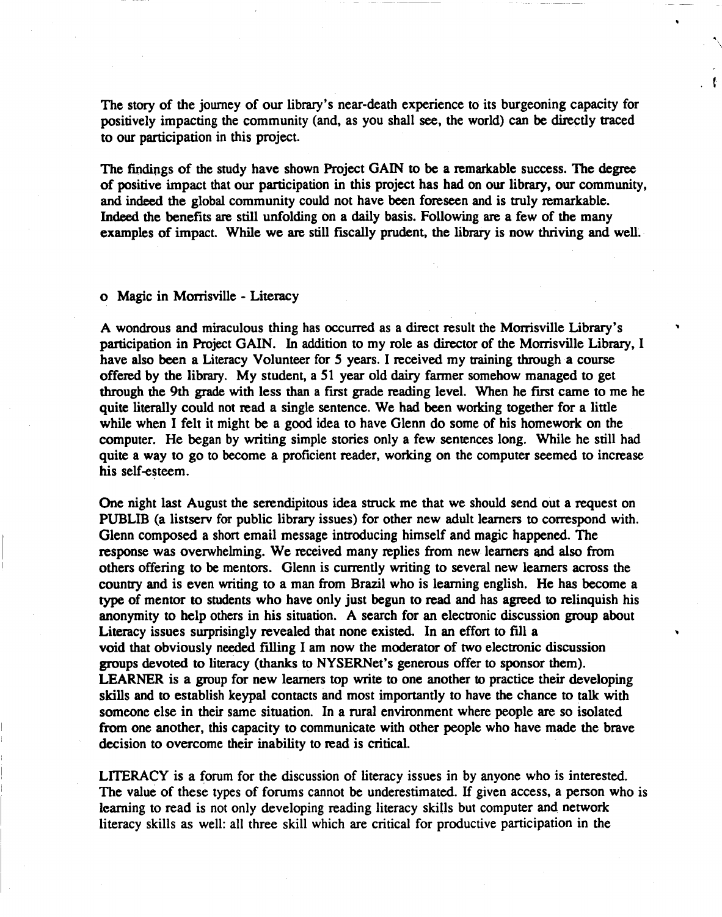The story of the journey of our library's near-death experience to its burgeoning capacity for positively impacting the community (and, as you shall see, the world) can be directly traced to our participation in this project.

The findings of the study have shown Project GAIN to be a remarkable success. The degree of positive impact that our participation in this project has had on our library, our community, and indeed the global community could not have been foreseen and is truly remarkable. Indeed the benefits are still unfolding on a daily basis. Following are a few of the many examples of impact. While we are still fiscally prudent, the library is now thriving and well.

o Magic in Morrisville - Literacy

A wondrous and miraculous thing has occurred as a direct result the Morrisville Library's participation in Project GAIN. In addition to my role as director of the Morrisville Library, I have also been a Literacy Volunteer for 5 years. I received my training through a course offered by the library. My student, a 51 year old dairy farmer somehow managed to get through the 9th grade with less than a first grade reading level. When he first came to me he quite literally could not read a single sentence. We had been working together for a little while when I felt it might be a good idea to have Glenn do some of his homework on the computer. He began by writing simple stories only a few sentences long. While he still had quite a way to go to become a proficient reader, working on the computer seemed to increase his self-esteem.

One night last August the serendipitous idea struck me that we should send out a request on PUBLIB (a listserv for public library issues) for other new adult learners to correspond with. Glenn composed a short email message introducing himself and magic happened. The response was overwhelming. We received many replies from new learners and also from others offering to be mentors. Glenn is currently writing to several new learners across the country and is even writing to a man from Brazil who is learning english. He has become a type of mentor to students who have only just begun to read and has agreed to relinquish his anonymity to help others in his situation. A search for an electronic discussion group about Literacy issues surprisingly revealed that none existed. In an effort to fill a void that obviously needed filling I am now the moderator of two electronic discussion groups devoted to literacy (thanks to NYSERNet's generous offer to sponsor them). LEARNER is a group for new learners top write to one another to practice their developing skills and to establish keypal contacts and most importantly to have the chance to talk with someone else in their same situation. In a rural environment where people are so isolated from one another, this capacity to communicate with other people who have made the brave decision to overcome their inability to read is critical.

LITERACY is a forum for the discussion of literacy issues in by anyone who is interested. The value of these types of forums cannot be underestimated. If given access, a person who is learning to read is not only developing reading literacy skills but computer and network literacy skills as well: all three skill which are critical for productive participation in the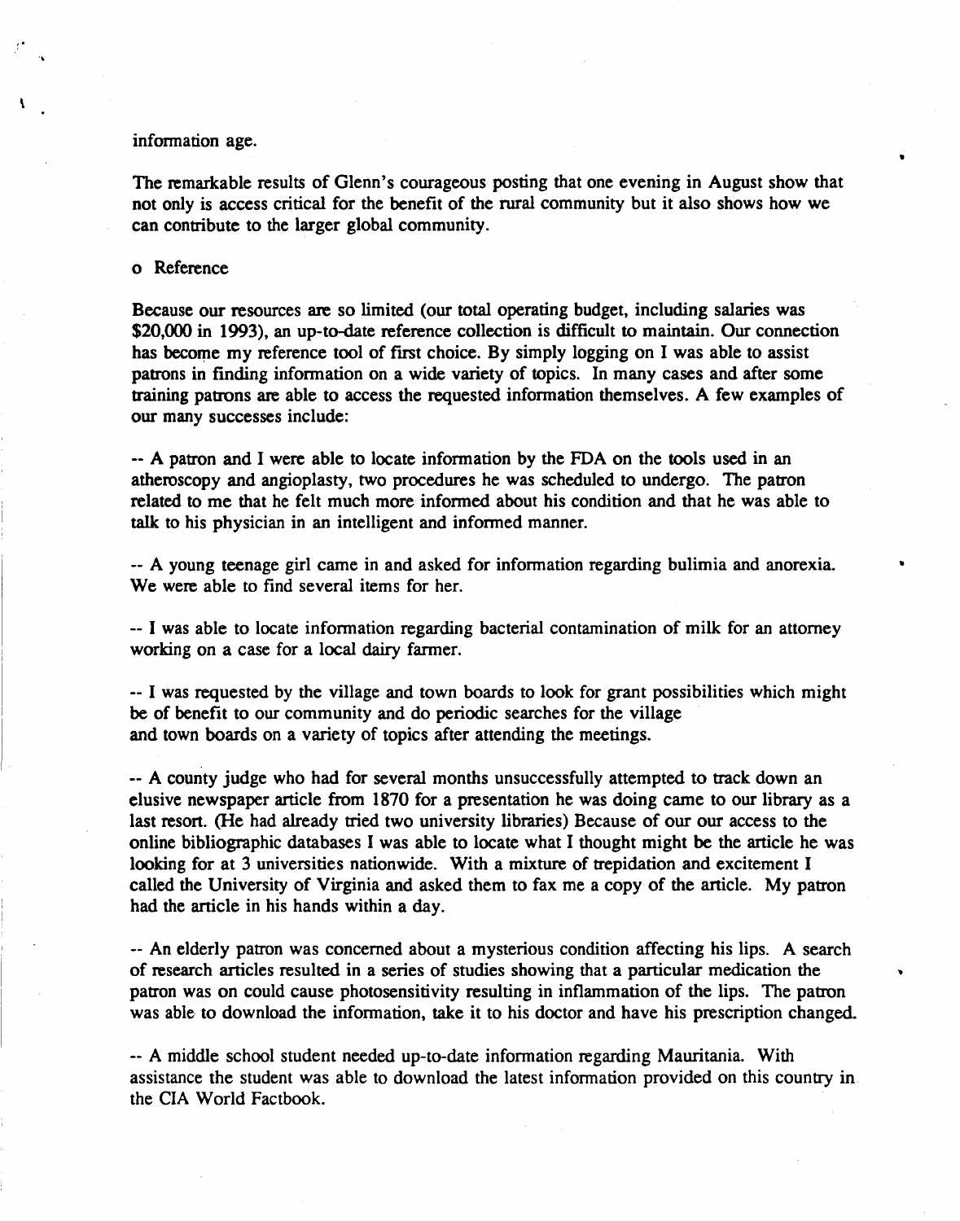information age.

The remarkable results of Glenn's courageous posting that one evening in August show that not only is access critical for the benefit of the rural community but it also shows how we can contribute to the larger global community.

o Reference

Because our resources are so limited (our total operating budget, including salaries was $20,000 in 1993), an up-to-date reference collection is difficult to maintain. Our connection has become my reference tool of first choice. By simply logging on I was able to assist patrons in finding information on a wide variety of topics. In many cases and after some training patrons are able to access the requested information themselves. A few examples of our many successes include:

-- A patron and I were able to locate information by the FDA on the tools used in an atheroscopy and angioplasty, two procedures he was scheduled to undergo. The patron related to me that he felt much more informed about his condition and that he was able to talk to his physician in an intelligent and informed manner.

-- A young teenage girl came in and asked for information regarding bulimia and anorexia. We were able to find several items for her.

-- I was able to locate information regarding bacterial contamination of milk for an attorney working on a case for a local dairy farmer.

-- I was requested by the village and town boards to look for grant possibilities which might be of benefit to our community and do periodic searches for the village and town boards on a variety of topics after attending the meetings.

-- A county judge who had for several months unsuccessfully attempted to track down an elusive newspaper article from 1870 for a presentation he was doing came to our library as a last resort. (He had already tried two university libraries) Because of our our access to the online bibliographic databases I was able to locate what I thought might be the article he was looking for at 3 universities nationwide. With a mixture of trepidation and excitement I called the University of Virginia and asked them to fax me a copy of the article. My patron had the article in his hands within a day.

-- An elderly patron was concerned about a mysterious condition affecting his lips. A search of research articles resulted in a series of studies showing that a particular medication the patron was on could cause photosensitivity resulting in inflammation of the lips. The patron was able to download the information, take it to his doctor and have his prescription changed.

-- A middle school student needed up-to-date information regarding Mauritania. With assistance the student was able to download the latest information provided on this country in the CIA World Factbook.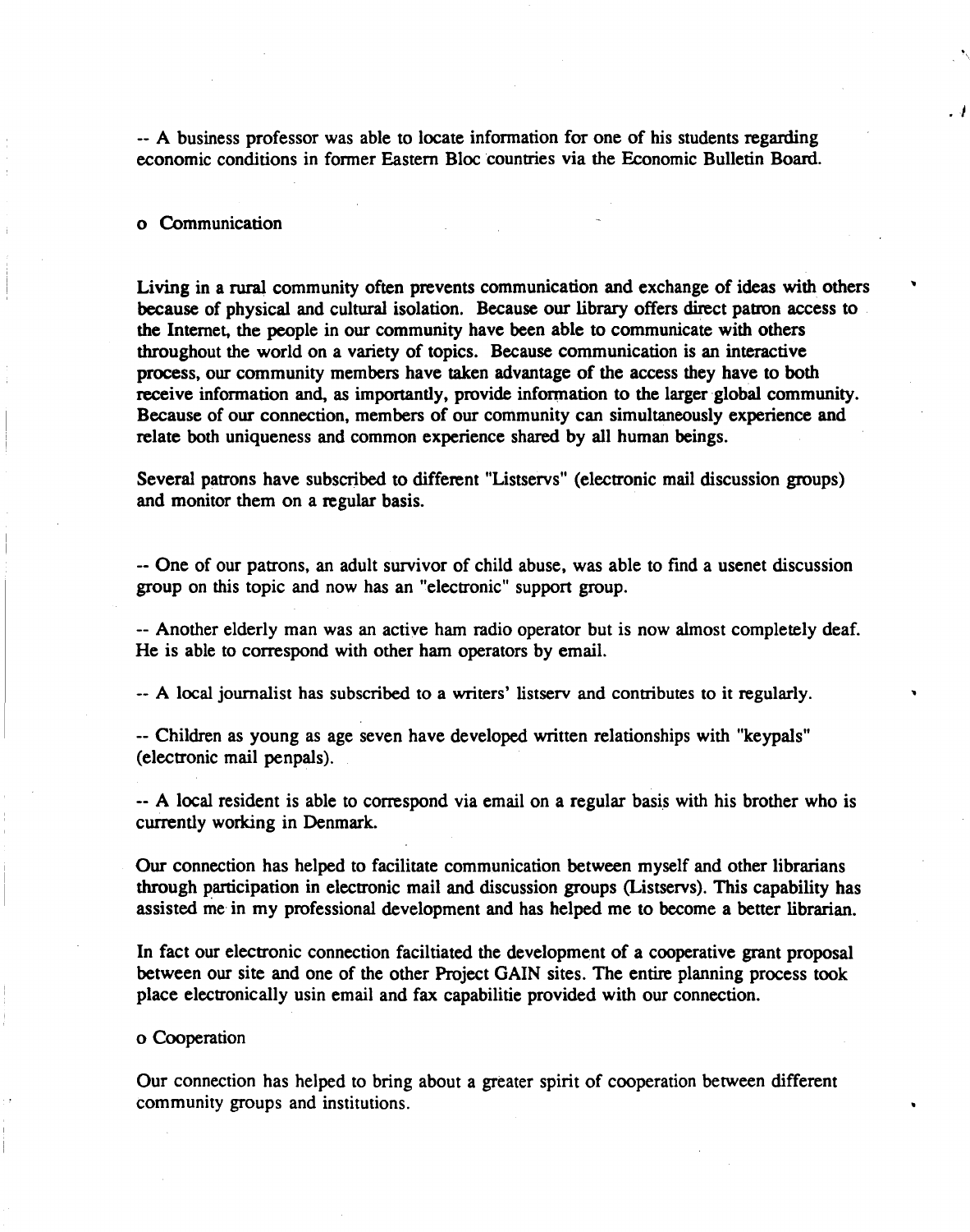-- A business professor was able to locate information for one of his students regarding economic conditions in former Eastern Bloc countries via the Economic Bulletin Board.

o Communication

Living in a rural community often prevents communication and exchange of ideas with others because of physical and cultural isolation. Because our library offers direct patron access to the Internet, the people in our community have been able to communicate with others throughout the world on a variety of topics. Because communication is an interactive process, our community members have taken advantage of the access they have to both receive information and, as importantly, provide information to the larger global community. Because of our connection, members of our community can simultaneously experience and relate both uniqueness and common experience shared by all human beings.

Several patrons have subscribed to different "Listservs" (electronic mail discussion groups) and monitor them on a regular basis.

-- One of our patrons, an adult survivor of child abuse, was able to find a usenet discussion group on this topic and now has an "electronic" support group.

-- Another elderly man was an active ham radio operator but is now almost completely deaf. He is able to correspond with other ham operators by email.

-- A local journalist has subscribed to a writers' listserv and contributes to it regularly.

-- Children as young as age seven have developed written relationships with "keypals" (electronic mail penpals).

-- A local resident is able to correspond via email on a regular basis with his brother who is currently working in Denmark.

Our connection has helped to facilitate communication between myself and other librarians through participation in electronic mail and discussion groups (Listservs). This capability has assisted me in my professional development and has helped me to become a better librarian.

In fact our electronic connection faciltiated the development of a cooperative grant proposal between our site and one of the other Project GAIN sites. The entire planning process took place electronically usin email and fax capabilitie provided with our connection.

o Cooperation

Our connection has helped to bring about a greater spirit of cooperation between different community groups and institutions.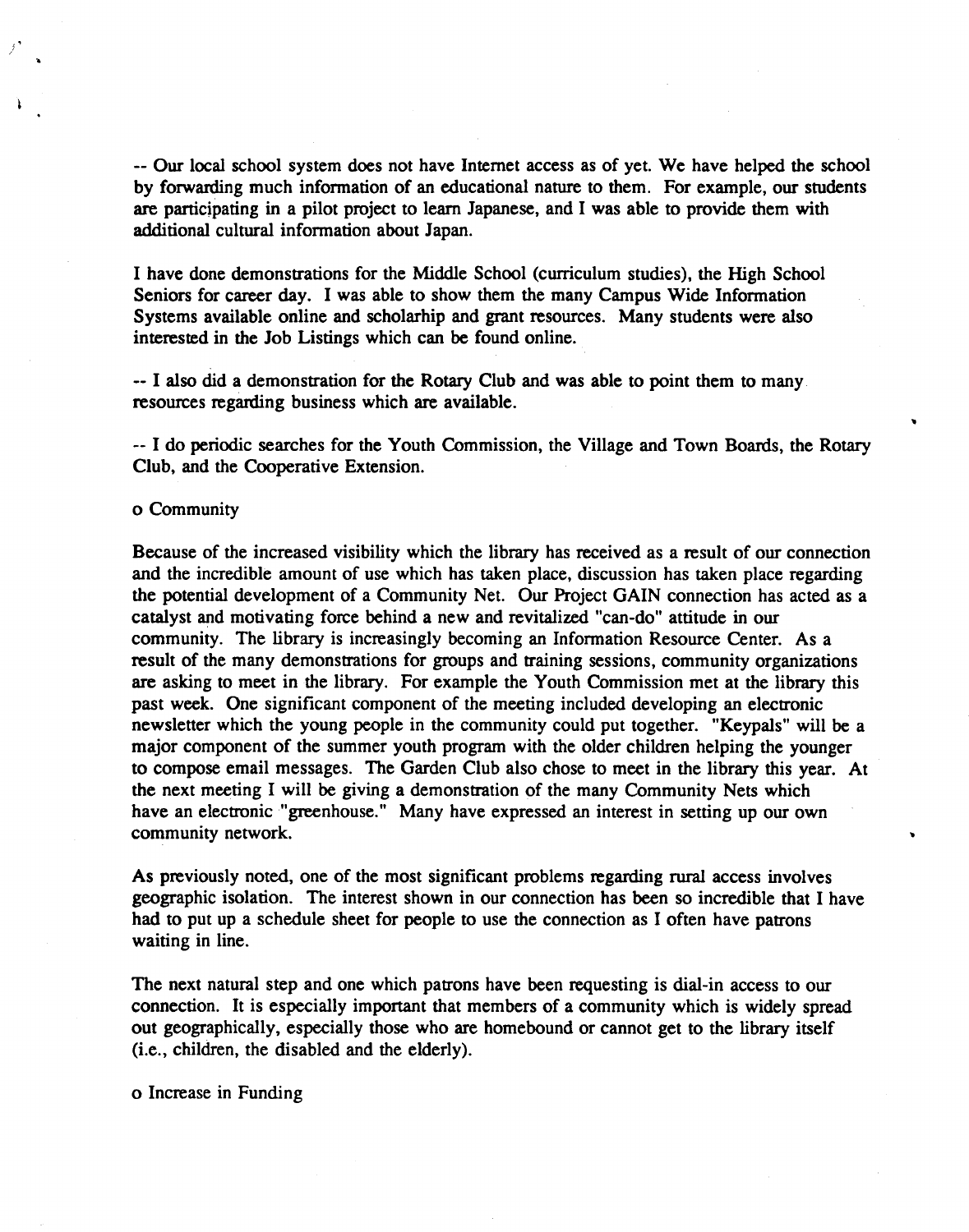-- Our local school system does not have Internet access as of yet. We have helped the school by forwarding much information of an educational nature to them. For example, our students are participating in a pilot project to learn Japanese, and I was able to provide them with additional cultural information about Japan.

I have done demonstrations for the Middle School (curriculum studies), the High School Seniors for career day. I was able to show them the many Campus Wide Information Systems available online and scholarhip and grant resources. Many students were also interested in the Job Listings which can be found online.

-- I also did a demonstration for the Rotary Club and was able to point them to many resources regarding business which are available.

-- I do periodic searches for the Youth Commission, the Village and Town Boards, the Rotary Club, and the Cooperative Extension.

o Community

Because of the increased visibility which the library has received as a result of our connection and the incredible amount of use which has taken place, discussion has taken place regarding the potential development of a Community Net. Our Project GAIN connection has acted as a catalyst and motivating force behind a new and revitalized "can-do" attitude in our community. The library is increasingly becoming an Information Resource Center. As a result of the many demonstrations for groups and training sessions, community organizations are asking to meet in the library. For example the Youth Commission met at the library this past week. One significant component of the meeting included developing an electronic newsletter which the young people in the community could put together. "Keypals" will be a major component of the summer youth program with the older children helping the younger to compose email messages. The Garden Club also chose to meet in the library this year. At the next meeting I will be giving a demonstration of the many Community Nets which have an electronic "greenhouse." Many have expressed an interest in setting up our own community network.

As previously noted, one of the most significant problems regarding rural access involves geographic isolation. The interest shown in our connection has been so incredible that I have had to put up a schedule sheet for people to use the connection as I often have patrons waiting in line.

The next natural step and one which patrons have been requesting is dial-in access to our connection. It is especially important that members of a community which is widely spread out geographically, especially those who are homebound or cannot get to the library itself (i.e., children, the disabled and the elderly).

o Increase in Funding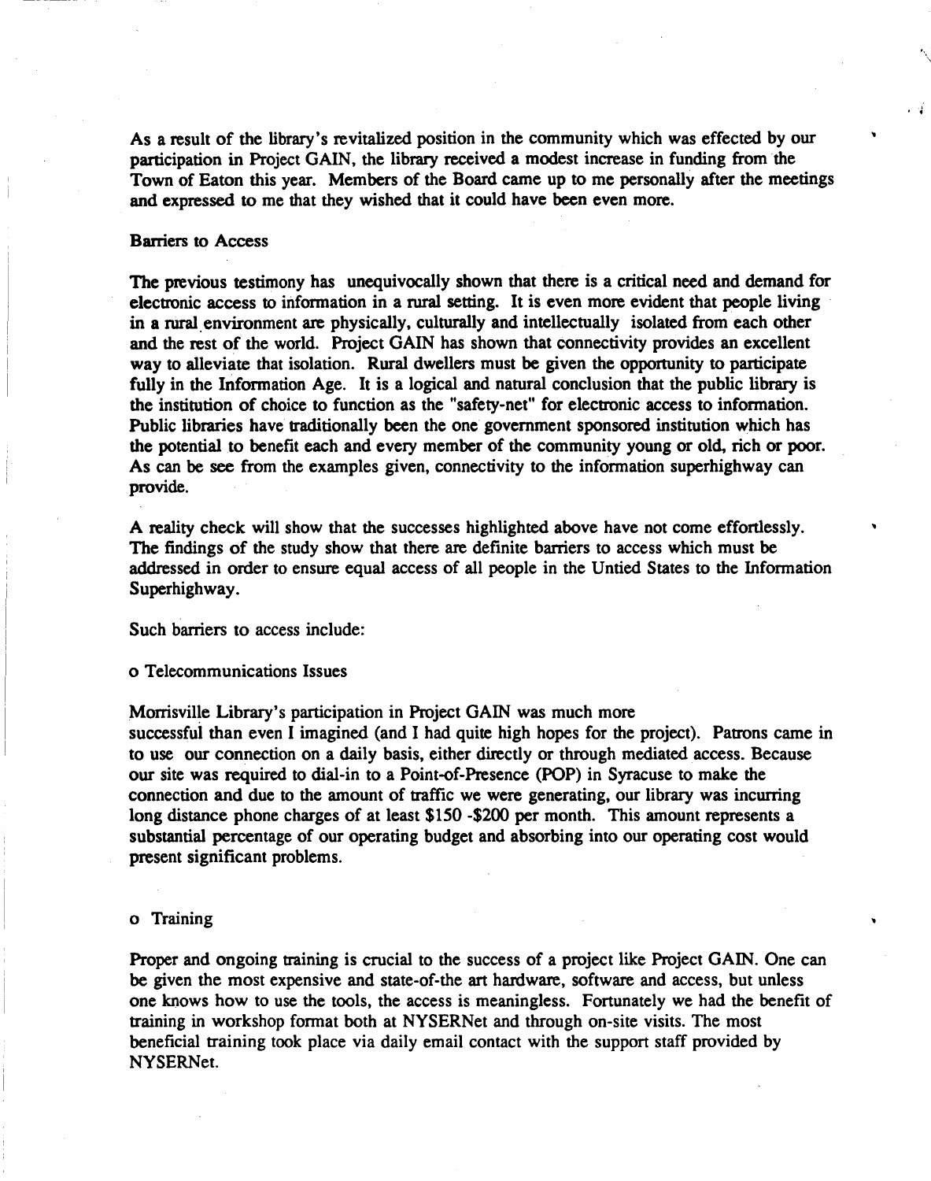As a result of the library's revitalized position in the community which was effected by our participation in Project GAIN, the library received a modest increase in funding from the Town of Eaton this year. Members of the Board came up to me personally after the meetings and expressed to me that they wished that it could have been even more.

## Barriers to Access

The previous testimony has unequivocally shown that there is a critical need and demand for electronic access to information in a rural setting. It is even more evident that people living in a rural environment are physically, culturally and intellectually isolated from each other and the rest of the world. Project GAIN has shown that connectivity provides an excellent way to alleviate that isolation. Rural dwellers must be given the opportunity to participate fully in the Information Age. It is a logical and natural conclusion that the public library is the institution of choice to function as the "safety-net" for electronic access to information. Public libraries have traditionally been the one government sponsored institution which has the potential to benefit each and every member of the community young or old, rich or poor. As can be see from the examples given, connectivity to the information superhighway can provide.

A reality check will show that the successes highlighted above have not come effortlessly. The findings of the study show that there are definite barriers to access which must be addressed in order to ensure equal access of all people in the Untied States to the Information Superhighway.

Such barriers to access include:

o Telecommunications Issues

Morrisville Library's participation in Project GAIN was much more successful than even I imagined (and I had quite high hopes for the project). Patrons came in to use our connection on a daily basis, either directly or through mediated access. Because our site was required to dial-in to a Point-of-Presence (POP) in Syracuse to make the connection and due to the amount of traffic we were generating, our library was incurring long distance phone charges of at least $150 -$200 per month. This amount represents a substantial percentage of our operating budget and absorbing into our operating cost would present significant problems.

o Training

Proper and ongoing training is crucial to the success of a project like Project GAIN. One can be given the most expensive and state-of-the art hardware, software and access, but unless one knows how to use the tools, the access is meaningless. Fortunately we had the benefit of training in workshop format both at NYSERNet and through on-site visits. The most beneficial training took place via daily email contact with the support staff provided by NYSERNet.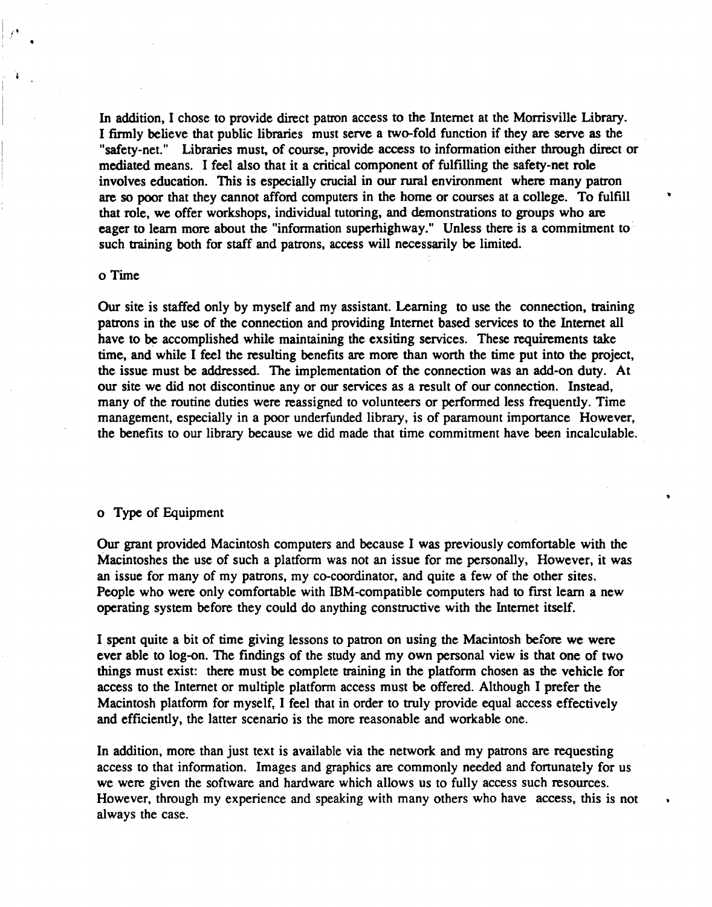In addition, I chose to provide direct patron access to the Internet at the Morrisville Library. I firmly believe that public libraries must serve a two-fold function if they are serve as the "safety-net." Libraries must, of course, provide access to information either through direct or mediated means. I feel also that it a critical component of fulfilling the safety-net role involves education. This is especially crucial in our rural environment where many patron are so poor that they cannot afford computers in the home or courses at a college. To fulfill that role, we offer workshops, individual tutoring, and demonstrations to groups who are eager to learn more about the "information superhighway." Unless there is a commitment to such training both for staff and patrons, access will necessarily be limited.

o Time

Our site is staffed only by myself and my assistant. Learning to use the connection, training patrons in the use of the connection and providing Internet based services to the Internet all have to be accomplished while maintaining the exsiting services. These requirements take time, and while I feel the resulting benefits are more than worth the time put into the project, the issue must be addressed. The implementation of the connection was an add-on duty. At our site we did not discontinue any or our services as a result of our connection. Instead, many of the routine duties were reassigned to volunteers or performed less frequently. Time management, especially in a poor underfunded library, is of paramount importance However, the benefits to our library because we did made that time commitment have been incalculable.

o Type of Equipment

Our grant provided Macintosh computers and because I was previously comfortable with the Macintoshes the use of such a platform was not an issue for me personally, However, it was an issue for many of my patrons, my co-coordinator, and quite a few of the other sites. People who were only comfortable with IBM-compatible computers had to first learn a new operating system before they could do anything constructive with the Internet itself.

I spent quite a bit of time giving lessons to patron on using the Macintosh before we were ever able to log-on. The findings of the study and my own personal view is that one of two things must exist: there must be complete training in the platform chosen as the vehicle for access to the Internet or multiple platform access must be offered. Although I prefer the Macintosh platform for myself, I feel that in order to truly provide equal access effectively and efficiently, the latter scenario is the more reasonable and workable one.

In addition, more than just text is available via the network and my patrons are requesting access to that information. Images and graphics are commonly needed and fortunately for us we were given the software and hardware which allows us to fully access such resources. However, through my experience and speaking with many others who have access, this is not always the case.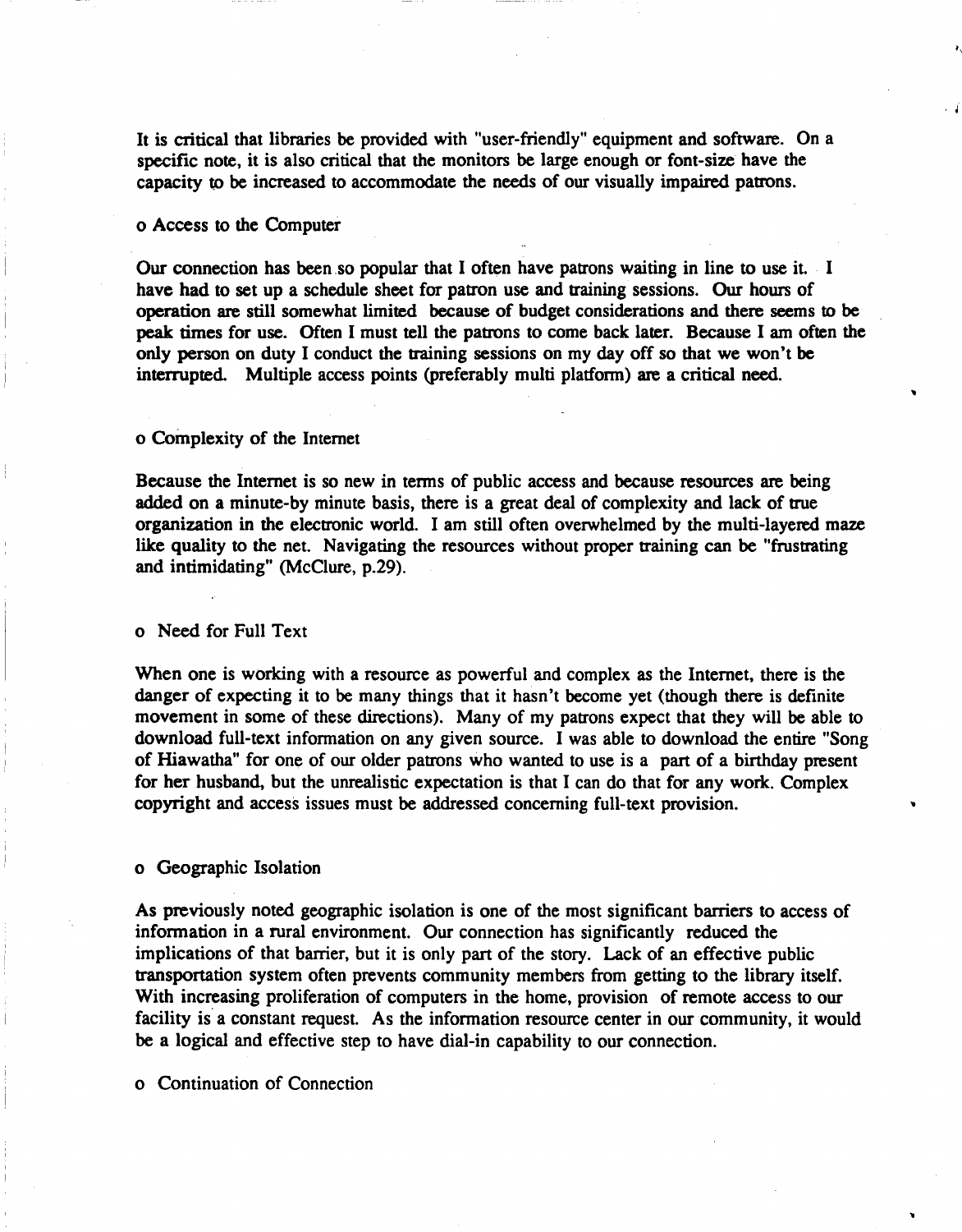It is critical that libraries be provided with "user-friendly" equipment and software. On a specific note, it is also critical that the monitors be large enough or font-size have the capacity to be increased to accommodate the needs of our visually impaired patrons.

o Access to the Computer

Our connection has been so popular that I often have patrons waiting in line to use it. I have had to set up a schedule sheet for patron use and training sessions. Our hours of operation are still somewhat limited because of budget considerations and there seems to be peak times for use. Often I must tell the patrons to come back later. Because I am often the only person on duty I conduct the training sessions on my day off so that we won't be interrupted. Multiple access points (preferably multi platform) are a critical need.

o Complexity of the Internet

Because the Internet is so new in terms of public access and because resources are being added on a minute-by minute basis, there is a great deal of complexity and lack of true organization in the electronic world. I am still often overwhelmed by the multi-layered maze like quality to the net. Navigating the resources without proper training can be "frustrating and intimidating" (McClure, p.29).

o Need for Full Text

When one is working with a resource as powerful and complex as the Internet, there is the danger of expecting it to be many things that it hasn't become yet (though there is definite movement in some of these directions). Many of my patrons expect that they will be able to download full-text information on any given source. I was able to download the entire "Song of Hiawatha" for one of our older patrons who wanted to use is a part of a birthday present for her husband, but the unrealistic expectation is that I can do that for any work. Complex copyright and access issues must be addressed concerning full-text provision.

o Geographic Isolation

As previously noted geographic isolation is one of the most significant barriers to access of information in a rural environment. Our connection has significantly reduced the implications of that barrier, but it is only part of the story. Lack of an effective public transportation system often prevents community members from getting to the library itself. With increasing proliferation of computers in the home, provision of remote access to our facility is a constant request. As the information resource center in our community, it would be a logical and effective step to have dial-in capability to our connection.

o Continuation of Connection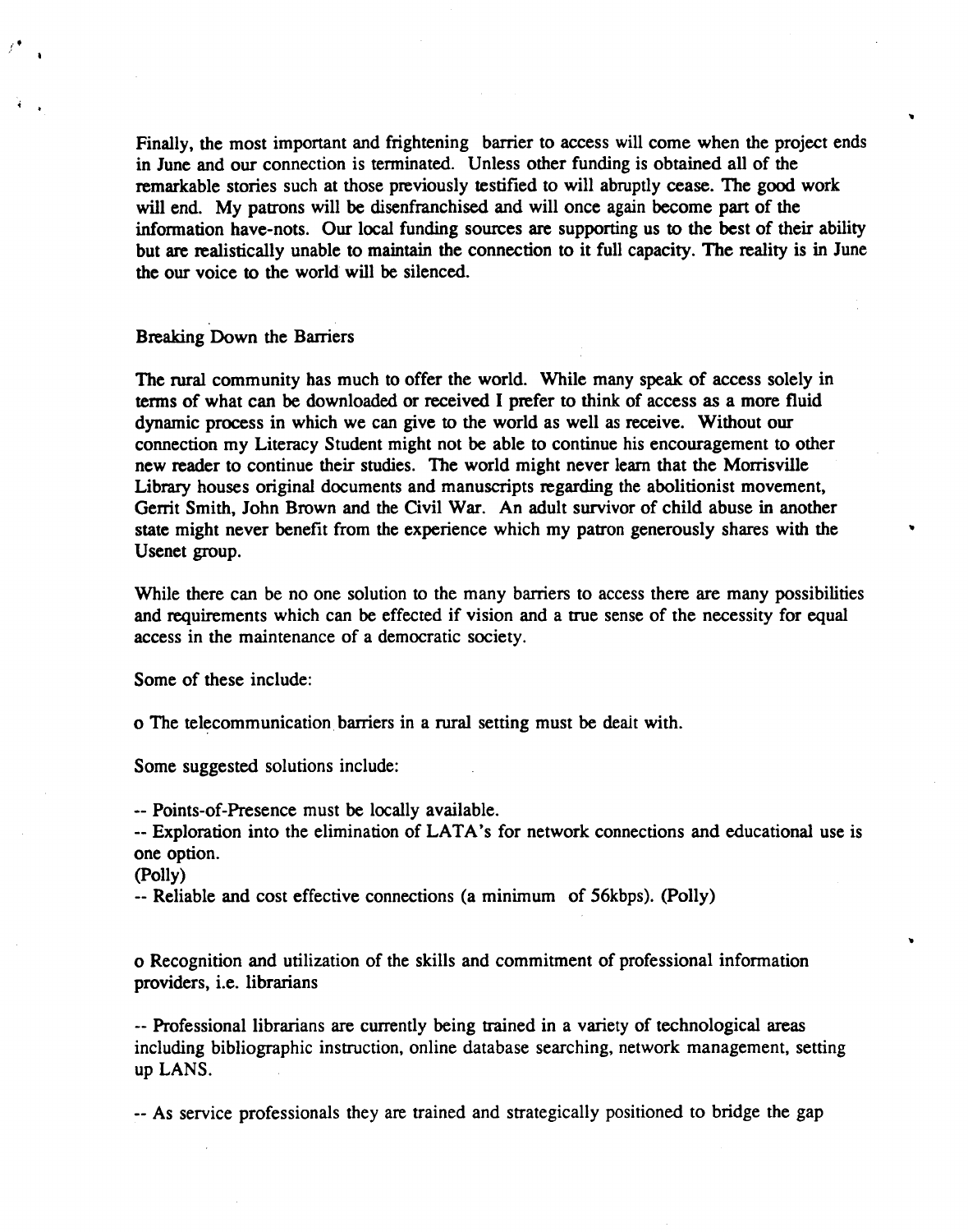Finally, the most important and frightening barrier to access will come when the project ends in June and our connection is terminated. Unless other funding is obtained all of the remarkable stories such at those previously testified to will abruptly cease. The good work will end. My patrons will be disenfranchised and will once again become part of the information have-nots. Our local funding sources are supporting us to the best of their ability but are realistically unable to maintain the connection to it full capacity. The reality is in June the our voice to the world will be silenced.

## Breaking Down the Barriers

The rural community has much to offer the world. While many speak of access solely in terms of what can be downloaded or received I prefer to think of access as a more fluid dynamic process in which we can give to the world as well as receive. Without our connection my Literacy Student might not be able to continue his encouragement to other new reader to continue their studies. The world might never learn that the Morrisville Library houses original documents and manuscripts regarding the abolitionist movement, Gerrit Smith, John Brown and the Civil War. An adult survivor of child abuse in another state might never benefit from the experience which my patron generously shares with the Usenet group.

While there can be no one solution to the many barriers to access there are many possibilities and requirements which can be effected if vision and a true sense of the necessity for equal access in the maintenance of a democratic society.

Some of these include:

o The telecommunication barriers in a rural setting must be dealt with.

Some suggested solutions include:

-- Points-of-Presence must be locally available.
-- Exploration into the elimination of LATA's for network connections and educational use is one option.
(Polly)
-- Reliable and cost effective connections (a minimum of 56kbps). (Polly)

o Recognition and utilization of the skills and commitment of professional information providers, i.e. librarians

-- Professional librarians are currently being trained in a variety of technological areas including bibliographic instruction, online database searching, network management, setting up LANS.

-- As service professionals they are trained and strategically positioned to bridge the gap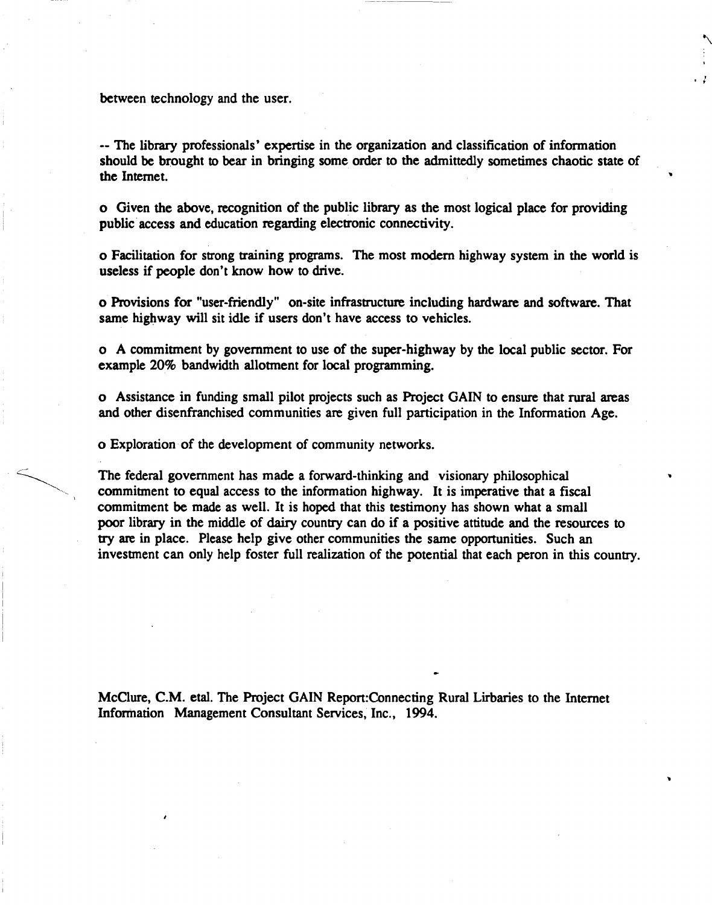between technology and the user.

-- The library professionals' expertise in the organization and classification of information should be brought to bear in bringing some order to the admittedly sometimes chaotic state of the Internet.

o Given the above, recognition of the public library as the most logical place for providing public access and education regarding electronic connectivity.

o Facilitation for strong training programs. The most modern highway system in the world is useless if people don't know how to drive.

o Provisions for "user-friendly" on-site infrastructure including hardware and software. That same highway will sit idle if users don't have access to vehicles.

o A commitment by government to use of the super-highway by the local public sector. For example 20% bandwidth allotment for local programming.

o Assistance in funding small pilot projects such as Project GAIN to ensure that rural areas and other disenfranchised communities are given full participation in the Information Age.

o Exploration of the development of community networks.

The federal government has made a forward-thinking and visionary philosophical commitment to equal access to the information highway. It is imperative that a fiscal commitment be made as well. It is hoped that this testimony has shown what a small poor library in the middle of dairy country can do if a positive attitude and the resources to try are in place. Please help give other communities the same opportunities. Such an investment can only help foster full realization of the potential that each peron in this country.

McClure, C.M. etal. The Project GAIN Report:Connecting Rural Lirbaries to the Internet Information Management Consultant Services, Inc., 1994.